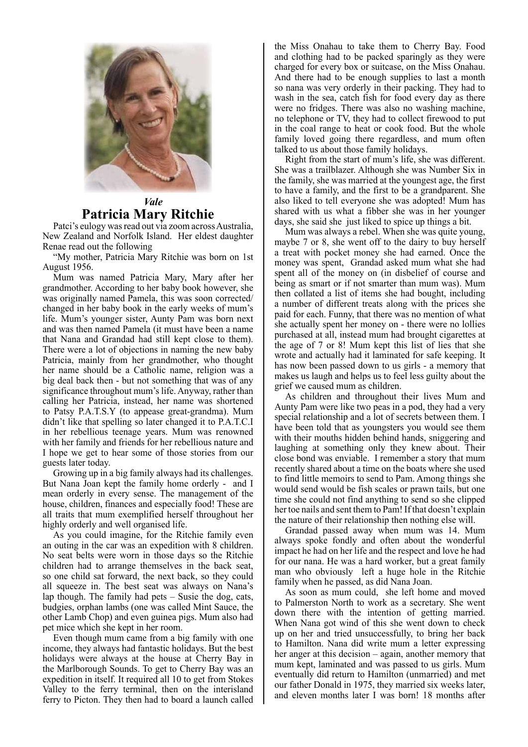*Vale*

# Patricia Mary Ritchie

Patci's eulogy was read out via zoom across Australia, New Zealand and Norfolk Island. Her eldest daughter Renae read out the following

"My mother, Patricia Mary Ritchie was born on 1st August 1956.

Mum was named Patricia Mary, Mary after her grandmother. According to her baby book however, she was originally named Pamela, this was soon corrected/ changed in her baby book in the early weeks of mum's life. Mum's younger sister, Aunty Pam was born next and was then named Pamela (it must have been a name that Nana and Grandad had still kept close to them). There were a lot of objections in naming the new baby Patricia, mainly from her grandmother, who thought her name should be a Catholic name, religion was a big deal back then - but not something that was of any significance throughout mum's life. Anyway, rather than calling her Patricia, instead, her name was shortened to Patsy P.A.T.S.Y (to appease great-grandma). Mum didn't like that spelling so later changed it to P.A.T.C.I in her rebellious teenage years. Mum was renowned with her family and friends for her rebellious nature and I hope we get to hear some of those stories from our guests later today.

Growing up in a big family always had its challenges. But Nana Joan kept the family home orderly - and I mean orderly in every sense. The management of the house, children, finances and especially food! These are all traits that mum exemplified herself throughout her highly orderly and well organised life.

As you could imagine, for the Ritchie family even an outing in the car was an expedition with 8 children. No seat belts were worn in those days so the Ritchie children had to arrange themselves in the back seat, so one child sat forward, the next back, so they could all squeeze in. The best seat was always on Nana's lap though. The family had pets – Susie the dog, cats, budgies, orphan lambs (one was called Mint Sauce, the other Lamb Chop) and even guinea pigs. Mum also had pet mice which she kept in her room.

Even though mum came from a big family with one income, they always had fantastic holidays. But the best holidays were always at the house at Cherry Bay in the Marlborough Sounds. To get to Cherry Bay was an expedition in itself. It required all 10 to get from Stokes Valley to the ferry terminal, then on the interisland ferry to Picton. They then had to board a launch called the Miss Onahau to take them to Cherry Bay. Food and clothing had to be packed sparingly as they were charged for every box or suitcase, on the Miss Onahau. And there had to be enough supplies to last a month so nana was very orderly in their packing. They had to wash in the sea, catch fish for food every day as there were no fridges. There was also no washing machine, no telephone or TV, they had to collect firewood to put in the coal range to heat or cook food. But the whole family loved going there regardless, and mum often talked to us about those family holidays.

Right from the start of mum's life, she was different. She was a trailblazer. Although she was Number Six in the family, she was married at the youngest age, the first to have a family, and the first to be a grandparent. She also liked to tell everyone she was adopted! Mum has shared with us what a fibber she was in her younger days, she said she just liked to spice up things a bit.

Mum was always a rebel. When she was quite young, maybe 7 or 8, she went off to the dairy to buy herself a treat with pocket money she had earned. Once the money was spent, Grandad asked mum what she had spent all of the money on (in disbelief of course and being as smart or if not smarter than mum was). Mum then collated a list of items she had bought, including a number of different treats along with the prices she paid for each. Funny, that there was no mention of what she actually spent her money on - there were no lollies purchased at all, instead mum had brought cigarettes at the age of 7 or 8! Mum kept this list of lies that she wrote and actually had it laminated for safe keeping. It has now been passed down to us girls - a memory that makes us laugh and helps us to feel less guilty about the grief we caused mum as children.

As children and throughout their lives Mum and Aunty Pam were like two peas in a pod, they had a very special relationship and a lot of secrets between them. I have been told that as youngsters you would see them with their mouths hidden behind hands, sniggering and laughing at something only they knew about. Their close bond was enviable. I remember a story that mum recently shared about a time on the boats where she used to find little memoirs to send to Pam. Among things she would send would be fish scales or prawn tails, but one time she could not find anything to send so she clipped her toe nails and sent them to Pam! If that doesn't explain the nature of their relationship then nothing else will.

Grandad passed away when mum was 14. Mum always spoke fondly and often about the wonderful impact he had on her life and the respect and love he had for our nana. He was a hard worker, but a great family man who obviously left a huge hole in the Ritchie family when he passed, as did Nana Joan.

As soon as mum could, she left home and moved to Palmerston North to work as a secretary. She went down there with the intention of getting married. When Nana got wind of this she went down to check up on her and tried unsuccessfully, to bring her back to Hamilton. Nana did write mum a letter expressing her anger at this decision – again, another memory that mum kept, laminated and was passed to us girls. Mum eventually did return to Hamilton (unmarried) and met our father Donald in 1975, they married six weeks later, and eleven months later I was born! 18 months after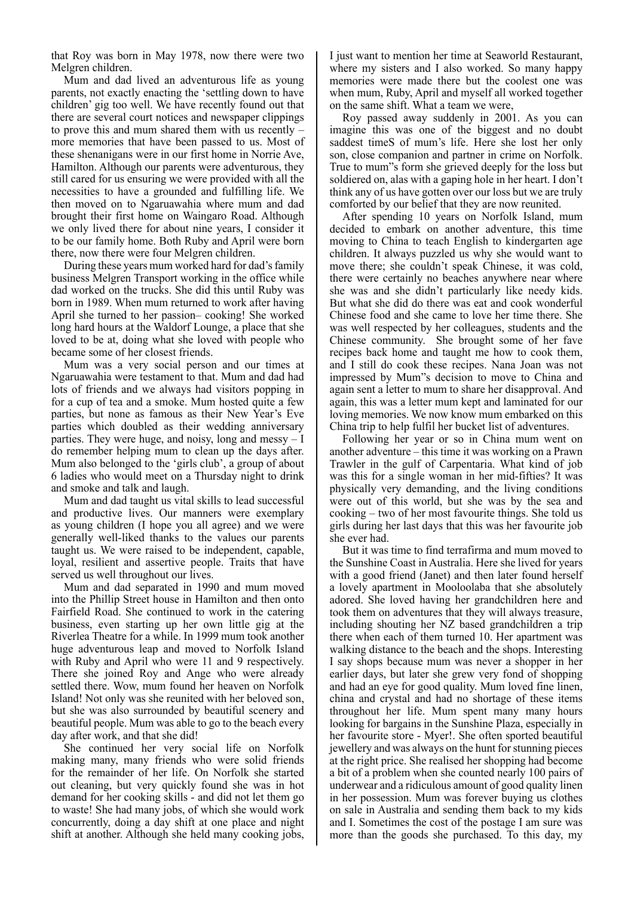that Roy was born in May 1978, now there were two Melgren children.

Mum and dad lived an adventurous life as young parents, not exactly enacting the 'settling down to have children' gig too well. We have recently found out that there are several court notices and newspaper clippings to prove this and mum shared them with us recently – more memories that have been passed to us. Most of these shenanigans were in our first home in Norrie Ave, Hamilton. Although our parents were adventurous, they still cared for us ensuring we were provided with all the necessities to have a grounded and fulfilling life. We then moved on to Ngaruawahia where mum and dad brought their first home on Waingaro Road. Although we only lived there for about nine years, I consider it to be our family home. Both Ruby and April were born there, now there were four Melgren children.

During these years mum worked hard for dad's family business Melgren Transport working in the office while dad worked on the trucks. She did this until Ruby was born in 1989. When mum returned to work after having April she turned to her passion– cooking! She worked long hard hours at the Waldorf Lounge, a place that she loved to be at, doing what she loved with people who became some of her closest friends.

Mum was a very social person and our times at Ngaruawahia were testament to that. Mum and dad had lots of friends and we always had visitors popping in for a cup of tea and a smoke. Mum hosted quite a few parties, but none as famous as their New Year's Eve parties which doubled as their wedding anniversary parties. They were huge, and noisy, long and messy – I do remember helping mum to clean up the days after. Mum also belonged to the 'girls club', a group of about 6 ladies who would meet on a Thursday night to drink and smoke and talk and laugh.

Mum and dad taught us vital skills to lead successful and productive lives. Our manners were exemplary as young children (I hope you all agree) and we were generally well-liked thanks to the values our parents taught us. We were raised to be independent, capable, loyal, resilient and assertive people. Traits that have served us well throughout our lives.

Mum and dad separated in 1990 and mum moved into the Phillip Street house in Hamilton and then onto Fairfield Road. She continued to work in the catering business, even starting up her own little gig at the Riverlea Theatre for a while. In 1999 mum took another huge adventurous leap and moved to Norfolk Island with Ruby and April who were 11 and 9 respectively. There she joined Roy and Ange who were already settled there. Wow, mum found her heaven on Norfolk Island! Not only was she reunited with her beloved son, but she was also surrounded by beautiful scenery and beautiful people. Mum was able to go to the beach every day after work, and that she did!

She continued her very social life on Norfolk making many, many friends who were solid friends for the remainder of her life. She started out cleaning, but very quickly found she was in hot demand for her cooking skills - and did not let them go to waste! She had many jobs, of which she would work concurrently, doing a day shift at one place and night shift at another. Although she held many cooking jobs, I just want to mention her time at Seaworld Restaurant, where my sisters and I also worked. So many happy memories were made there but the coolest one was when mum, Ruby, April and myself all worked together on the same shift. What a team we were,

Roy passed away suddenly in 2001. As you can imagine this was one of the biggest and no doubt saddest timeS of mum's life. Here she lost her only son, close companion and partner in crime on Norfolk. True to mum"s form she grieved deeply for the loss but soldiered on, alas with a gaping hole in her heart. I don't think any of us have gotten over our loss but we are truly comforted by our belief that they are now reunited.

After spending 10 years on Norfolk Island, mum decided to embark on another adventure, this time moving to China to teach English to kindergarten age children. It always puzzled us why she would want to move there; she couldn't speak Chinese, it was cold, there were certainly no beaches anywhere near where she was and she didn't particularly like needy kids. But what she did do there was eat and cook wonderful Chinese food and she came to love her time there. She was well respected by her colleagues, students and the Chinese community. She brought some of her fave recipes back home and taught me how to cook them, and I still do cook these recipes. Nana Joan was not impressed by Mum"s decision to move to China and again sent a letter to mum to share her disapproval. And again, this was a letter mum kept and laminated for our loving memories. We now know mum embarked on this China trip to help fulfil her bucket list of adventures.

Following her year or so in China mum went on another adventure – this time it was working on a Prawn Trawler in the gulf of Carpentaria. What kind of job was this for a single woman in her mid-fifties? It was physically very demanding, and the living conditions were out of this world, but she was by the sea and cooking – two of her most favourite things. She told us girls during her last days that this was her favourite job she ever had.

But it was time to find terrafirma and mum moved to the Sunshine Coast in Australia. Here she lived for years with a good friend (Janet) and then later found herself a lovely apartment in Mooloolaba that she absolutely adored. She loved having her grandchildren here and took them on adventures that they will always treasure, including shouting her NZ based grandchildren a trip there when each of them turned 10. Her apartment was walking distance to the beach and the shops. Interesting I say shops because mum was never a shopper in her earlier days, but later she grew very fond of shopping and had an eye for good quality. Mum loved fine linen, china and crystal and had no shortage of these items throughout her life. Mum spent many many hours looking for bargains in the Sunshine Plaza, especially in her favourite store - Myer!. She often sported beautiful jewellery and was always on the hunt for stunning pieces at the right price. She realised her shopping had become a bit of a problem when she counted nearly 100 pairs of underwear and a ridiculous amount of good quality linen in her possession. Mum was forever buying us clothes on sale in Australia and sending them back to my kids and I. Sometimes the cost of the postage I am sure was more than the goods she purchased. To this day, my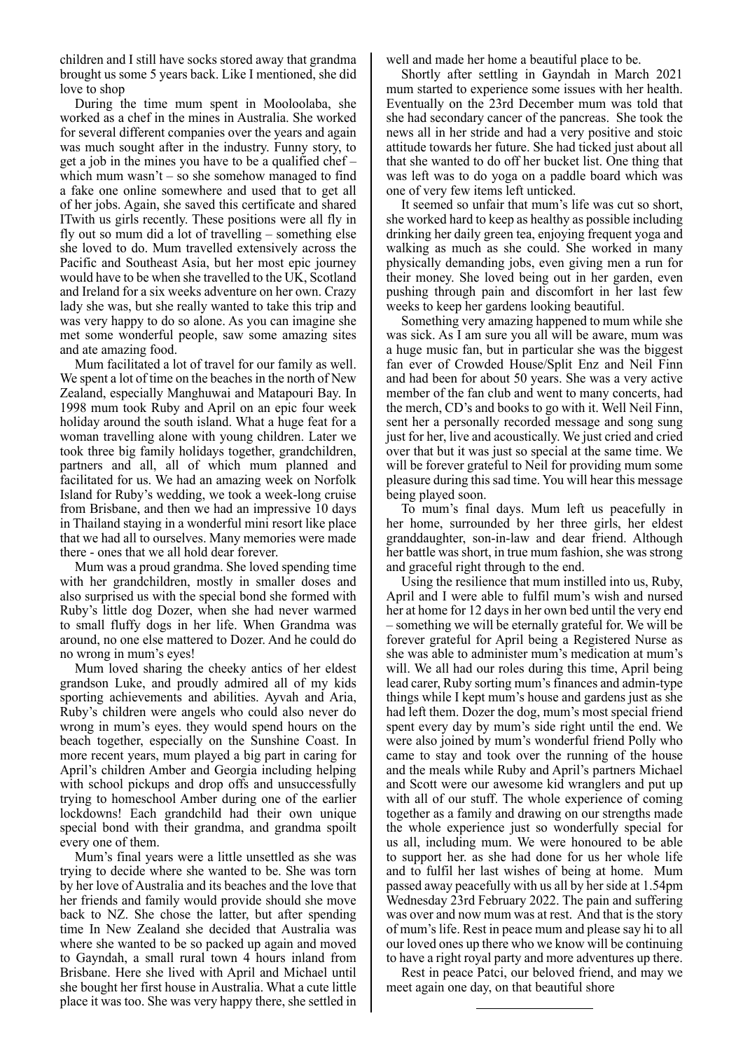children and I still have socks stored away that grandma brought us some 5 years back. Like I mentioned, she did love to shop

During the time mum spent in Mooloolaba, she worked as a chef in the mines in Australia. She worked for several different companies over the years and again was much sought after in the industry. Funny story, to get a job in the mines you have to be a qualified chef – which mum wasn't – so she somehow managed to find a fake one online somewhere and used that to get all of her jobs. Again, she saved this certificate and shared ITwith us girls recently. These positions were all fly in fly out so mum did a lot of travelling – something else she loved to do. Mum travelled extensively across the Pacific and Southeast Asia, but her most epic journey would have to be when she travelled to the UK, Scotland and Ireland for a six weeks adventure on her own. Crazy lady she was, but she really wanted to take this trip and was very happy to do so alone. As you can imagine she met some wonderful people, saw some amazing sites and ate amazing food.

Mum facilitated a lot of travel for our family as well. We spent a lot of time on the beaches in the north of New Zealand, especially Manghuwai and Matapouri Bay. In 1998 mum took Ruby and April on an epic four week holiday around the south island. What a huge feat for a woman travelling alone with young children. Later we took three big family holidays together, grandchildren, partners and all, all of which mum planned and facilitated for us. We had an amazing week on Norfolk Island for Ruby's wedding, we took a week-long cruise from Brisbane, and then we had an impressive 10 days in Thailand staying in a wonderful mini resort like place that we had all to ourselves. Many memories were made there - ones that we all hold dear forever.

Mum was a proud grandma. She loved spending time with her grandchildren, mostly in smaller doses and also surprised us with the special bond she formed with Ruby's little dog Dozer, when she had never warmed to small fluffy dogs in her life. When Grandma was around, no one else mattered to Dozer. And he could do no wrong in mum's eyes!

Mum loved sharing the cheeky antics of her eldest grandson Luke, and proudly admired all of my kids sporting achievements and abilities. Ayvah and Aria, Ruby's children were angels who could also never do wrong in mum's eyes. they would spend hours on the beach together, especially on the Sunshine Coast. In more recent years, mum played a big part in caring for April's children Amber and Georgia including helping with school pickups and drop offs and unsuccessfully trying to homeschool Amber during one of the earlier lockdowns! Each grandchild had their own unique special bond with their grandma, and grandma spoilt every one of them.

Mum's final years were a little unsettled as she was trying to decide where she wanted to be. She was torn by her love of Australia and its beaches and the love that her friends and family would provide should she move back to NZ. She chose the latter, but after spending time In New Zealand she decided that Australia was where she wanted to be so packed up again and moved to Gayndah, a small rural town 4 hours inland from Brisbane. Here she lived with April and Michael until she bought her first house in Australia. What a cute little place it was too. She was very happy there, she settled in well and made her home a beautiful place to be.

Shortly after settling in Gayndah in March 2021 mum started to experience some issues with her health. Eventually on the 23rd December mum was told that she had secondary cancer of the pancreas. She took the news all in her stride and had a very positive and stoic attitude towards her future. She had ticked just about all that she wanted to do off her bucket list. One thing that was left was to do yoga on a paddle board which was one of very few items left unticked.

It seemed so unfair that mum's life was cut so short, she worked hard to keep as healthy as possible including drinking her daily green tea, enjoying frequent yoga and walking as much as she could. She worked in many physically demanding jobs, even giving men a run for their money. She loved being out in her garden, even pushing through pain and discomfort in her last few weeks to keep her gardens looking beautiful.

Something very amazing happened to mum while she was sick. As I am sure you all will be aware, mum was a huge music fan, but in particular she was the biggest fan ever of Crowded House/Split Enz and Neil Finn and had been for about 50 years. She was a very active member of the fan club and went to many concerts, had the merch, CD's and books to go with it. Well Neil Finn, sent her a personally recorded message and song sung just for her, live and acoustically. We just cried and cried over that but it was just so special at the same time. We will be forever grateful to Neil for providing mum some pleasure during this sad time. You will hear this message being played soon.

To mum's final days. Mum left us peacefully in her home, surrounded by her three girls, her eldest granddaughter, son-in-law and dear friend. Although her battle was short, in true mum fashion, she was strong and graceful right through to the end.

Using the resilience that mum instilled into us, Ruby, April and I were able to fulfil mum's wish and nursed her at home for 12 days in her own bed until the very end – something we will be eternally grateful for. We will be forever grateful for April being a Registered Nurse as she was able to administer mum's medication at mum's will. We all had our roles during this time, April being lead carer, Ruby sorting mum's finances and admin-type things while I kept mum's house and gardens just as she had left them. Dozer the dog, mum's most special friend spent every day by mum's side right until the end. We were also joined by mum's wonderful friend Polly who came to stay and took over the running of the house and the meals while Ruby and April's partners Michael and Scott were our awesome kid wranglers and put up with all of our stuff. The whole experience of coming together as a family and drawing on our strengths made the whole experience just so wonderfully special for us all, including mum. We were honoured to be able to support her. as she had done for us her whole life and to fulfil her last wishes of being at home. Mum passed away peacefully with us all by her side at 1.54pm Wednesday 23rd February 2022. The pain and suffering was over and now mum was at rest. And that is the story of mum's life. Rest in peace mum and please say hi to all our loved ones up there who we know will be continuing to have a right royal party and more adventures up there.

Rest in peace Patci, our beloved friend, and may we meet again one day, on that beautiful shore

---